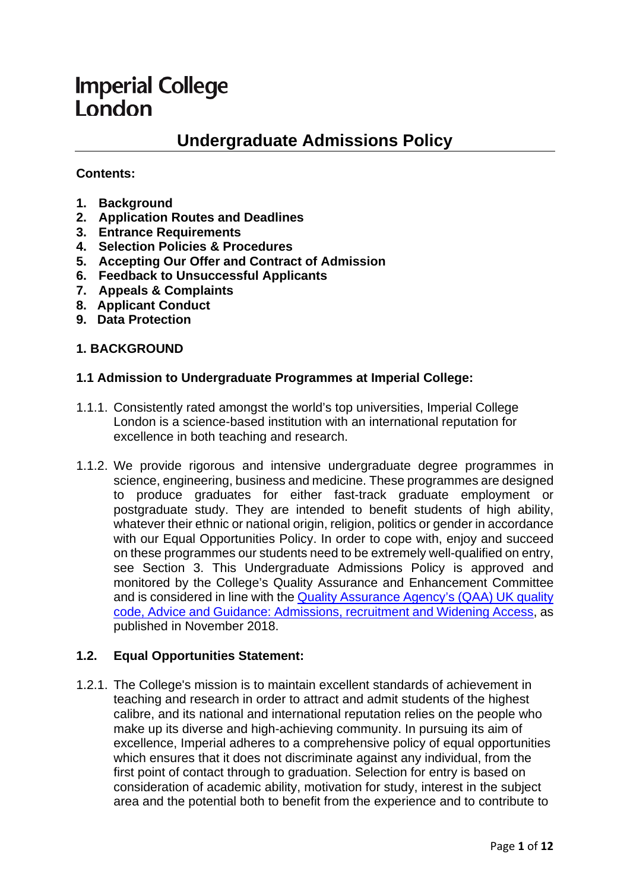Imperial College London

# Undergraduate Admissions Policy

**Contents:**

1. **Background**
2. **Application Routes and Deadlines**
3. **Entrance Requirements**
4. **Selection Policies & Procedures**
5. **Accepting Our Offer and Contract of Admission**
6. **Feedback to Unsuccessful Applicants**
7. **Appeals & Complaints**
8. **Applicant Conduct**
9. **Data Protection**

## 1. BACKGROUND

### 1.1 Admission to Undergraduate Programmes at Imperial College:

1.1.1. Consistently rated amongst the world's top universities, Imperial College London is a science-based institution with an international reputation for excellence in both teaching and research.

1.1.2. We provide rigorous and intensive undergraduate degree programmes in science, engineering, business and medicine. These programmes are designed to produce graduates for either fast-track graduate employment or postgraduate study. They are intended to benefit students of high ability, whatever their ethnic or national origin, religion, politics or gender in accordance with our Equal Opportunities Policy. In order to cope with, enjoy and succeed on these programmes our students need to be extremely well-qualified on entry, see Section 3. This Undergraduate Admissions Policy is approved and monitored by the College's Quality Assurance and Enhancement Committee and is considered in line with the Quality Assurance Agency's (QAA) UK quality code, Advice and Guidance: Admissions, recruitment and Widening Access, as published in November 2018.

### 1.2. Equal Opportunities Statement:

1.2.1. The College's mission is to maintain excellent standards of achievement in teaching and research in order to attract and admit students of the highest calibre, and its national and international reputation relies on the people who make up its diverse and high-achieving community. In pursuing its aim of excellence, Imperial adheres to a comprehensive policy of equal opportunities which ensures that it does not discriminate against any individual, from the first point of contact through to graduation. Selection for entry is based on consideration of academic ability, motivation for study, interest in the subject area and the potential both to benefit from the experience and to contribute to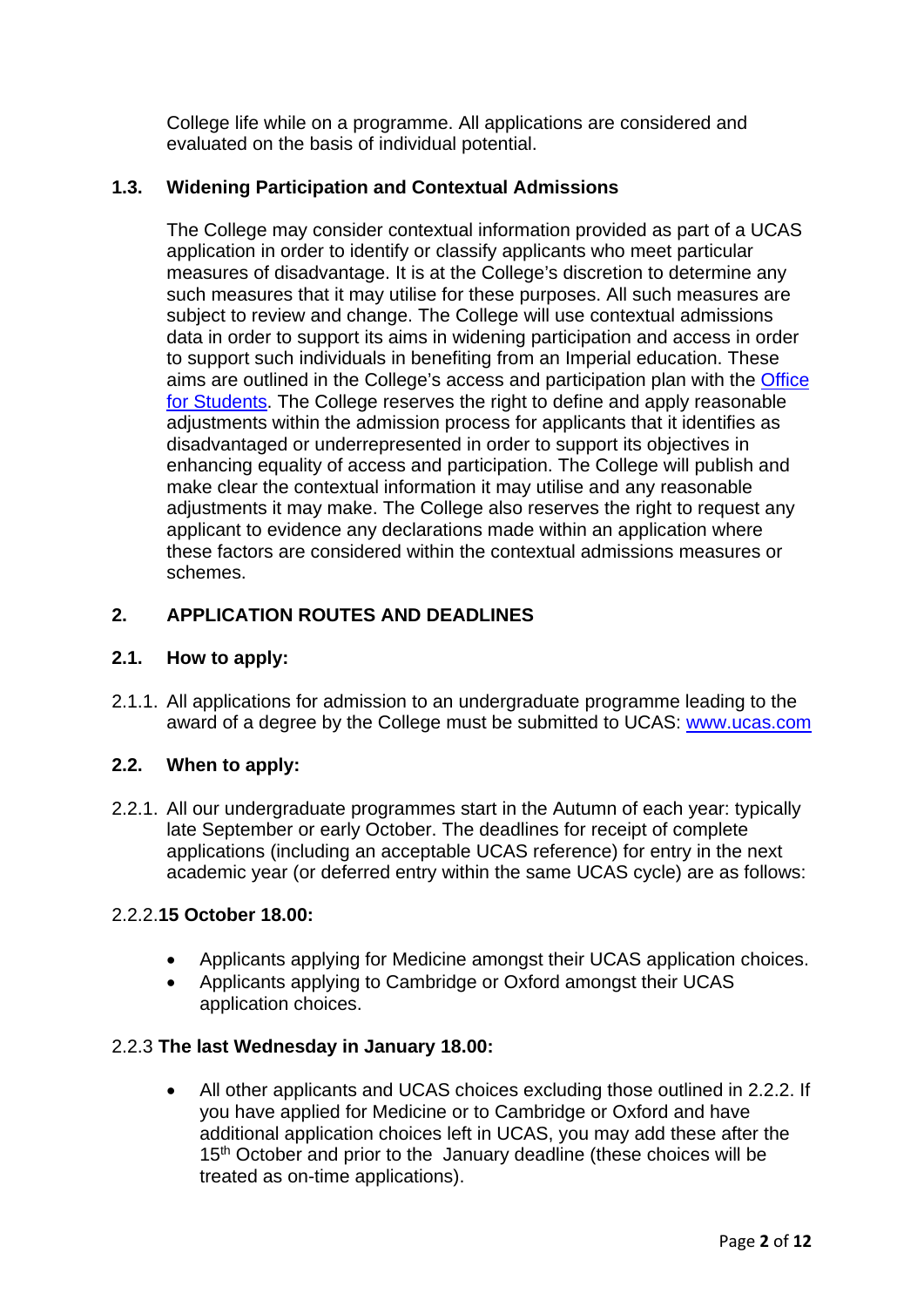College life while on a programme. All applications are considered and evaluated on the basis of individual potential.

### 1.3. Widening Participation and Contextual Admissions

The College may consider contextual information provided as part of a UCAS application in order to identify or classify applicants who meet particular measures of disadvantage. It is at the College's discretion to determine any such measures that it may utilise for these purposes. All such measures are subject to review and change. The College will use contextual admissions data in order to support its aims in widening participation and access in order to support such individuals in benefiting from an Imperial education. These aims are outlined in the College's access and participation plan with the [Office for Students](). The College reserves the right to define and apply reasonable adjustments within the admission process for applicants that it identifies as disadvantaged or underrepresented in order to support its objectives in enhancing equality of access and participation. The College will publish and make clear the contextual information it may utilise and any reasonable adjustments it may make. The College also reserves the right to request any applicant to evidence any declarations made within an application where these factors are considered within the contextual admissions measures or schemes.

## 2. APPLICATION ROUTES AND DEADLINES

### 2.1. How to apply:

2.1.1. All applications for admission to an undergraduate programme leading to the award of a degree by the College must be submitted to UCAS: [www.ucas.com](www.ucas.com)

### 2.2. When to apply:

2.2.1. All our undergraduate programmes start in the Autumn of each year: typically late September or early October. The deadlines for receipt of complete applications (including an acceptable UCAS reference) for entry in the next academic year (or deferred entry within the same UCAS cycle) are as follows:

2.2.2. **15 October 18.00:**

- Applicants applying for Medicine amongst their UCAS application choices.
- Applicants applying to Cambridge or Oxford amongst their UCAS application choices.

2.2.3 **The last Wednesday in January 18.00:**

- All other applicants and UCAS choices excluding those outlined in 2.2.2. If you have applied for Medicine or to Cambridge or Oxford and have additional application choices left in UCAS, you may add these after the 15th October and prior to the January deadline (these choices will be treated as on-time applications).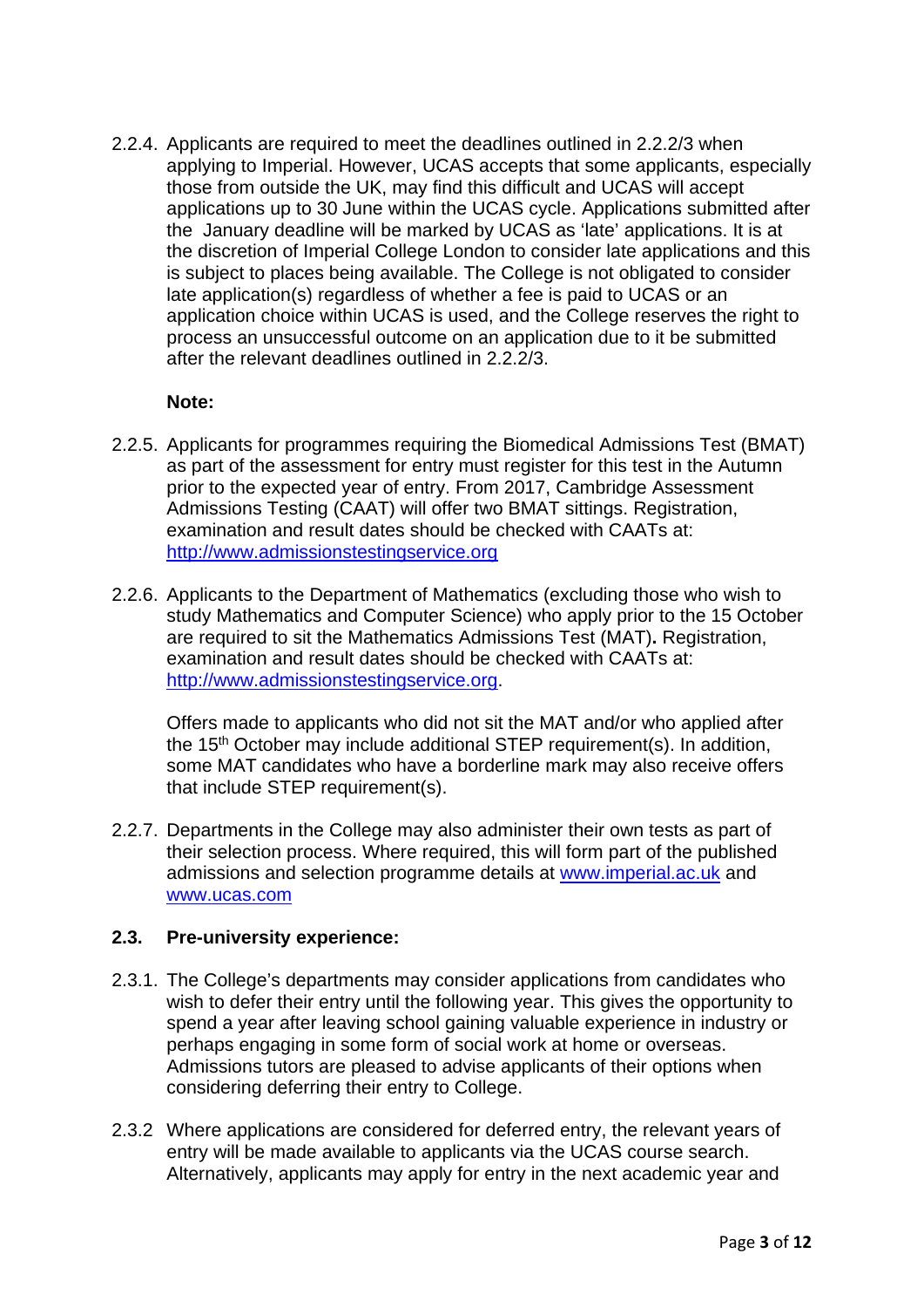2.2.4. Applicants are required to meet the deadlines outlined in 2.2.2/3 when applying to Imperial. However, UCAS accepts that some applicants, especially those from outside the UK, may find this difficult and UCAS will accept applications up to 30 June within the UCAS cycle. Applications submitted after the January deadline will be marked by UCAS as 'late' applications. It is at the discretion of Imperial College London to consider late applications and this is subject to places being available. The College is not obligated to consider late application(s) regardless of whether a fee is paid to UCAS or an application choice within UCAS is used, and the College reserves the right to process an unsuccessful outcome on an application due to it be submitted after the relevant deadlines outlined in 2.2.2/3.

**Note:**

2.2.5. Applicants for programmes requiring the Biomedical Admissions Test (BMAT) as part of the assessment for entry must register for this test in the Autumn prior to the expected year of entry. From 2017, Cambridge Assessment Admissions Testing (CAAT) will offer two BMAT sittings. Registration, examination and result dates should be checked with CAATs at: [http://www.admissionstestingservice.org](http://www.admissionstestingservice.org)

2.2.6. Applicants to the Department of Mathematics (excluding those who wish to study Mathematics and Computer Science) who apply prior to the 15 October are required to sit the Mathematics Admissions Test (MAT)**.** Registration, examination and result dates should be checked with CAATs at: [http://www.admissionstestingservice.org](http://www.admissionstestingservice.org).

Offers made to applicants who did not sit the MAT and/or who applied after the 15th October may include additional STEP requirement(s). In addition, some MAT candidates who have a borderline mark may also receive offers that include STEP requirement(s).

2.2.7. Departments in the College may also administer their own tests as part of their selection process. Where required, this will form part of the published admissions and selection programme details at [www.imperial.ac.uk](http://www.imperial.ac.uk) and [www.ucas.com](http://www.ucas.com)

### 2.3. Pre-university experience:

2.3.1. The College's departments may consider applications from candidates who wish to defer their entry until the following year. This gives the opportunity to spend a year after leaving school gaining valuable experience in industry or perhaps engaging in some form of social work at home or overseas. Admissions tutors are pleased to advise applicants of their options when considering deferring their entry to College.

2.3.2 Where applications are considered for deferred entry, the relevant years of entry will be made available to applicants via the UCAS course search. Alternatively, applicants may apply for entry in the next academic year and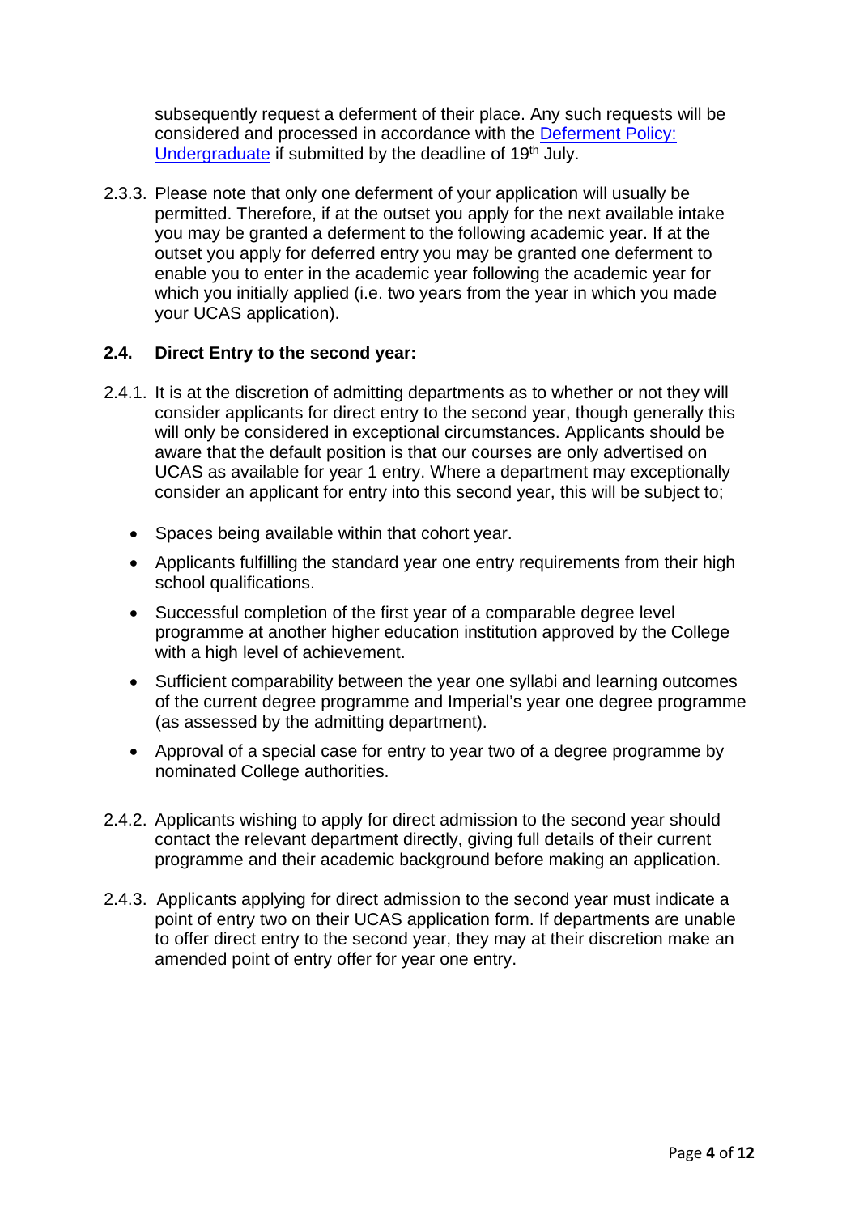subsequently request a deferment of their place. Any such requests will be considered and processed in accordance with the Deferment Policy: Undergraduate if submitted by the deadline of 19th July.

2.3.3. Please note that only one deferment of your application will usually be permitted. Therefore, if at the outset you apply for the next available intake you may be granted a deferment to the following academic year. If at the outset you apply for deferred entry you may be granted one deferment to enable you to enter in the academic year following the academic year for which you initially applied (i.e. two years from the year in which you made your UCAS application).

### 2.4. Direct Entry to the second year:

2.4.1. It is at the discretion of admitting departments as to whether or not they will consider applicants for direct entry to the second year, though generally this will only be considered in exceptional circumstances. Applicants should be aware that the default position is that our courses are only advertised on UCAS as available for year 1 entry. Where a department may exceptionally consider an applicant for entry into this second year, this will be subject to;

- Spaces being available within that cohort year.
- Applicants fulfilling the standard year one entry requirements from their high school qualifications.
- Successful completion of the first year of a comparable degree level programme at another higher education institution approved by the College with a high level of achievement.
- Sufficient comparability between the year one syllabi and learning outcomes of the current degree programme and Imperial's year one degree programme (as assessed by the admitting department).
- Approval of a special case for entry to year two of a degree programme by nominated College authorities.

2.4.2. Applicants wishing to apply for direct admission to the second year should contact the relevant department directly, giving full details of their current programme and their academic background before making an application.

2.4.3. Applicants applying for direct admission to the second year must indicate a point of entry two on their UCAS application form. If departments are unable to offer direct entry to the second year, they may at their discretion make an amended point of entry offer for year one entry.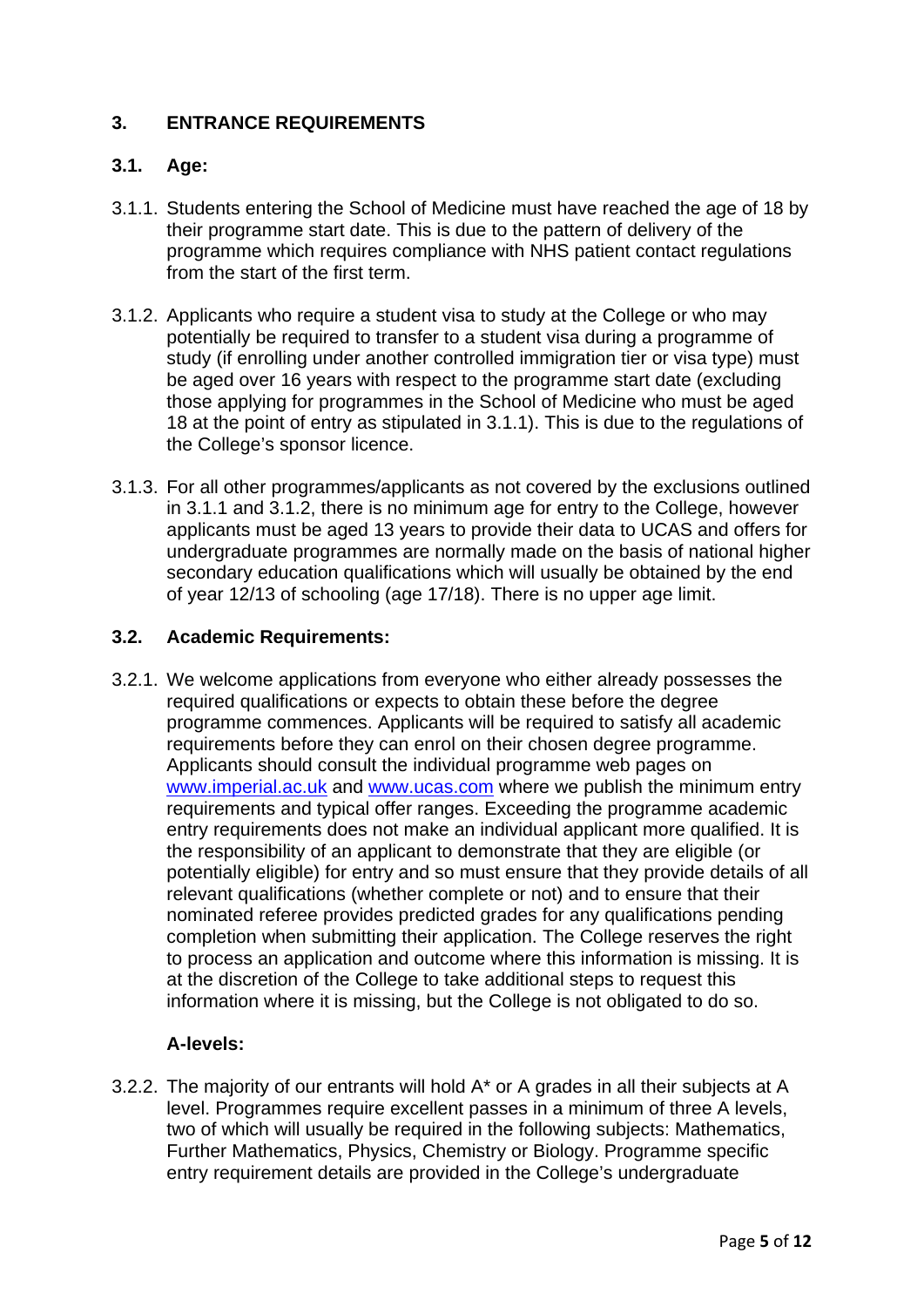## 3. ENTRANCE REQUIREMENTS

### 3.1. Age:

3.1.1. Students entering the School of Medicine must have reached the age of 18 by their programme start date. This is due to the pattern of delivery of the programme which requires compliance with NHS patient contact regulations from the start of the first term.

3.1.2. Applicants who require a student visa to study at the College or who may potentially be required to transfer to a student visa during a programme of study (if enrolling under another controlled immigration tier or visa type) must be aged over 16 years with respect to the programme start date (excluding those applying for programmes in the School of Medicine who must be aged 18 at the point of entry as stipulated in 3.1.1). This is due to the regulations of the College's sponsor licence.

3.1.3. For all other programmes/applicants as not covered by the exclusions outlined in 3.1.1 and 3.1.2, there is no minimum age for entry to the College, however applicants must be aged 13 years to provide their data to UCAS and offers for undergraduate programmes are normally made on the basis of national higher secondary education qualifications which will usually be obtained by the end of year 12/13 of schooling (age 17/18). There is no upper age limit.

### 3.2. Academic Requirements:

3.2.1. We welcome applications from everyone who either already possesses the required qualifications or expects to obtain these before the degree programme commences. Applicants will be required to satisfy all academic requirements before they can enrol on their chosen degree programme. Applicants should consult the individual programme web pages on [www.imperial.ac.uk](http://www.imperial.ac.uk) and [www.ucas.com](http://www.ucas.com) where we publish the minimum entry requirements and typical offer ranges. Exceeding the programme academic entry requirements does not make an individual applicant more qualified. It is the responsibility of an applicant to demonstrate that they are eligible (or potentially eligible) for entry and so must ensure that they provide details of all relevant qualifications (whether complete or not) and to ensure that their nominated referee provides predicted grades for any qualifications pending completion when submitting their application. The College reserves the right to process an application and outcome where this information is missing. It is at the discretion of the College to take additional steps to request this information where it is missing, but the College is not obligated to do so.

**A-levels:**

3.2.2. The majority of our entrants will hold A* or A grades in all their subjects at A level. Programmes require excellent passes in a minimum of three A levels, two of which will usually be required in the following subjects: Mathematics, Further Mathematics, Physics, Chemistry or Biology. Programme specific entry requirement details are provided in the College's undergraduate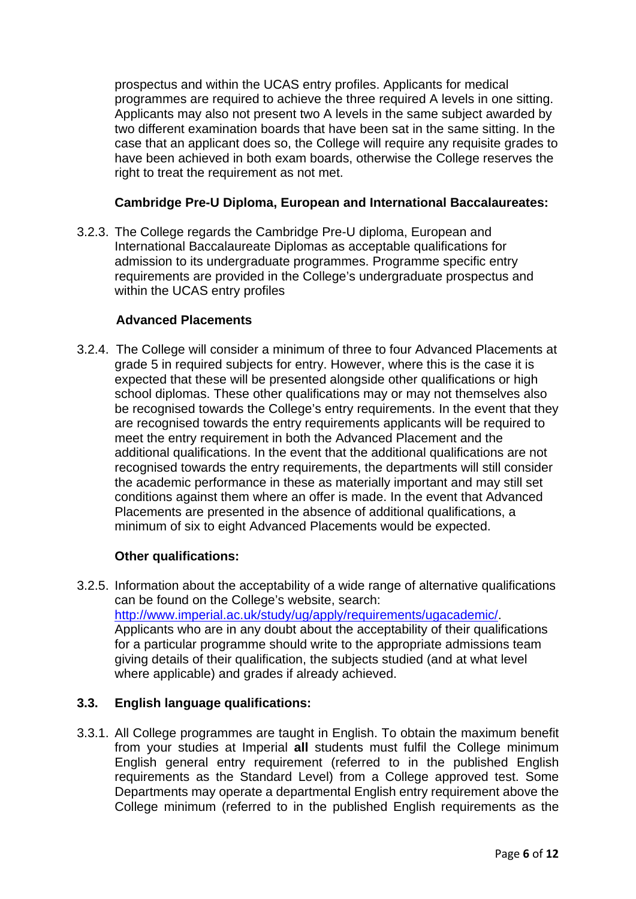prospectus and within the UCAS entry profiles. Applicants for medical programmes are required to achieve the three required A levels in one sitting. Applicants may also not present two A levels in the same subject awarded by two different examination boards that have been sat in the same sitting. In the case that an applicant does so, the College will require any requisite grades to have been achieved in both exam boards, otherwise the College reserves the right to treat the requirement as not met.

**Cambridge Pre-U Diploma, European and International Baccalaureates:**

3.2.3. The College regards the Cambridge Pre-U diploma, European and International Baccalaureate Diplomas as acceptable qualifications for admission to its undergraduate programmes. Programme specific entry requirements are provided in the College's undergraduate prospectus and within the UCAS entry profiles

**Advanced Placements**

3.2.4. The College will consider a minimum of three to four Advanced Placements at grade 5 in required subjects for entry. However, where this is the case it is expected that these will be presented alongside other qualifications or high school diplomas. These other qualifications may or may not themselves also be recognised towards the College's entry requirements. In the event that they are recognised towards the entry requirements applicants will be required to meet the entry requirement in both the Advanced Placement and the additional qualifications. In the event that the additional qualifications are not recognised towards the entry requirements, the departments will still consider the academic performance in these as materially important and may still set conditions against them where an offer is made. In the event that Advanced Placements are presented in the absence of additional qualifications, a minimum of six to eight Advanced Placements would be expected.

**Other qualifications:**

3.2.5. Information about the acceptability of a wide range of alternative qualifications can be found on the College's website, search: [http://www.imperial.ac.uk/study/ug/apply/requirements/ugacademic/](http://www.imperial.ac.uk/study/ug/apply/requirements/ugacademic/). Applicants who are in any doubt about the acceptability of their qualifications for a particular programme should write to the appropriate admissions team giving details of their qualification, the subjects studied (and at what level where applicable) and grades if already achieved.

### 3.3. English language qualifications:

3.3.1. All College programmes are taught in English. To obtain the maximum benefit from your studies at Imperial **all** students must fulfil the College minimum English general entry requirement (referred to in the published English requirements as the Standard Level) from a College approved test. Some Departments may operate a departmental English entry requirement above the College minimum (referred to in the published English requirements as the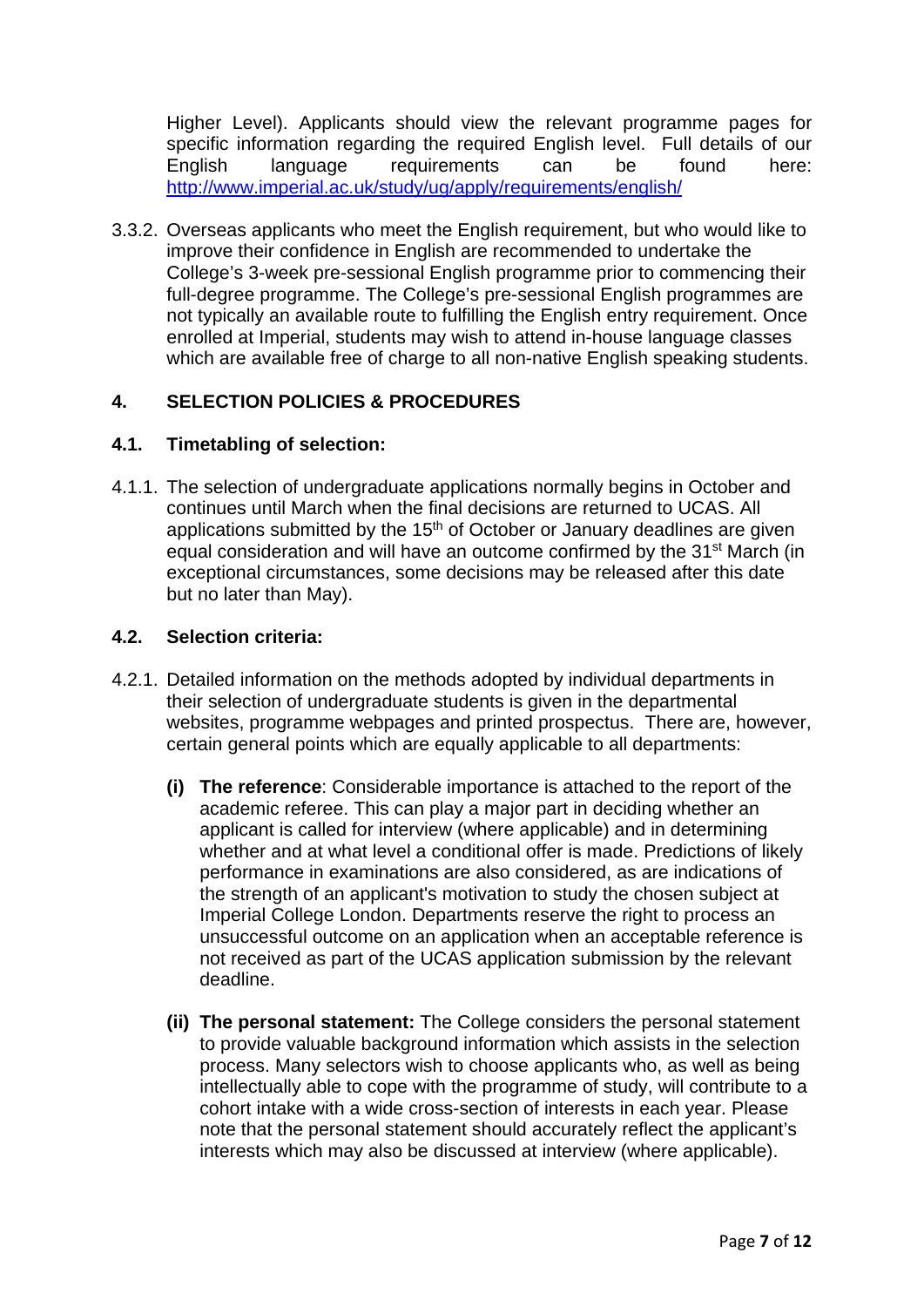Higher Level). Applicants should view the relevant programme pages for specific information regarding the required English level. Full details of our English language requirements can be found here: http://www.imperial.ac.uk/study/ug/apply/requirements/english/

3.3.2. Overseas applicants who meet the English requirement, but who would like to improve their confidence in English are recommended to undertake the College's 3-week pre-sessional English programme prior to commencing their full-degree programme. The College's pre-sessional English programmes are not typically an available route to fulfilling the English entry requirement. Once enrolled at Imperial, students may wish to attend in-house language classes which are available free of charge to all non-native English speaking students.

## 4. SELECTION POLICIES & PROCEDURES

### 4.1. Timetabling of selection:

4.1.1. The selection of undergraduate applications normally begins in October and continues until March when the final decisions are returned to UCAS. All applications submitted by the 15th of October or January deadlines are given equal consideration and will have an outcome confirmed by the 31st March (in exceptional circumstances, some decisions may be released after this date but no later than May).

### 4.2. Selection criteria:

4.2.1. Detailed information on the methods adopted by individual departments in their selection of undergraduate students is given in the departmental websites, programme webpages and printed prospectus. There are, however, certain general points which are equally applicable to all departments:

**(i) The reference**: Considerable importance is attached to the report of the academic referee. This can play a major part in deciding whether an applicant is called for interview (where applicable) and in determining whether and at what level a conditional offer is made. Predictions of likely performance in examinations are also considered, as are indications of the strength of an applicant's motivation to study the chosen subject at Imperial College London. Departments reserve the right to process an unsuccessful outcome on an application when an acceptable reference is not received as part of the UCAS application submission by the relevant deadline.

**(ii) The personal statement:** The College considers the personal statement to provide valuable background information which assists in the selection process. Many selectors wish to choose applicants who, as well as being intellectually able to cope with the programme of study, will contribute to a cohort intake with a wide cross-section of interests in each year. Please note that the personal statement should accurately reflect the applicant's interests which may also be discussed at interview (where applicable).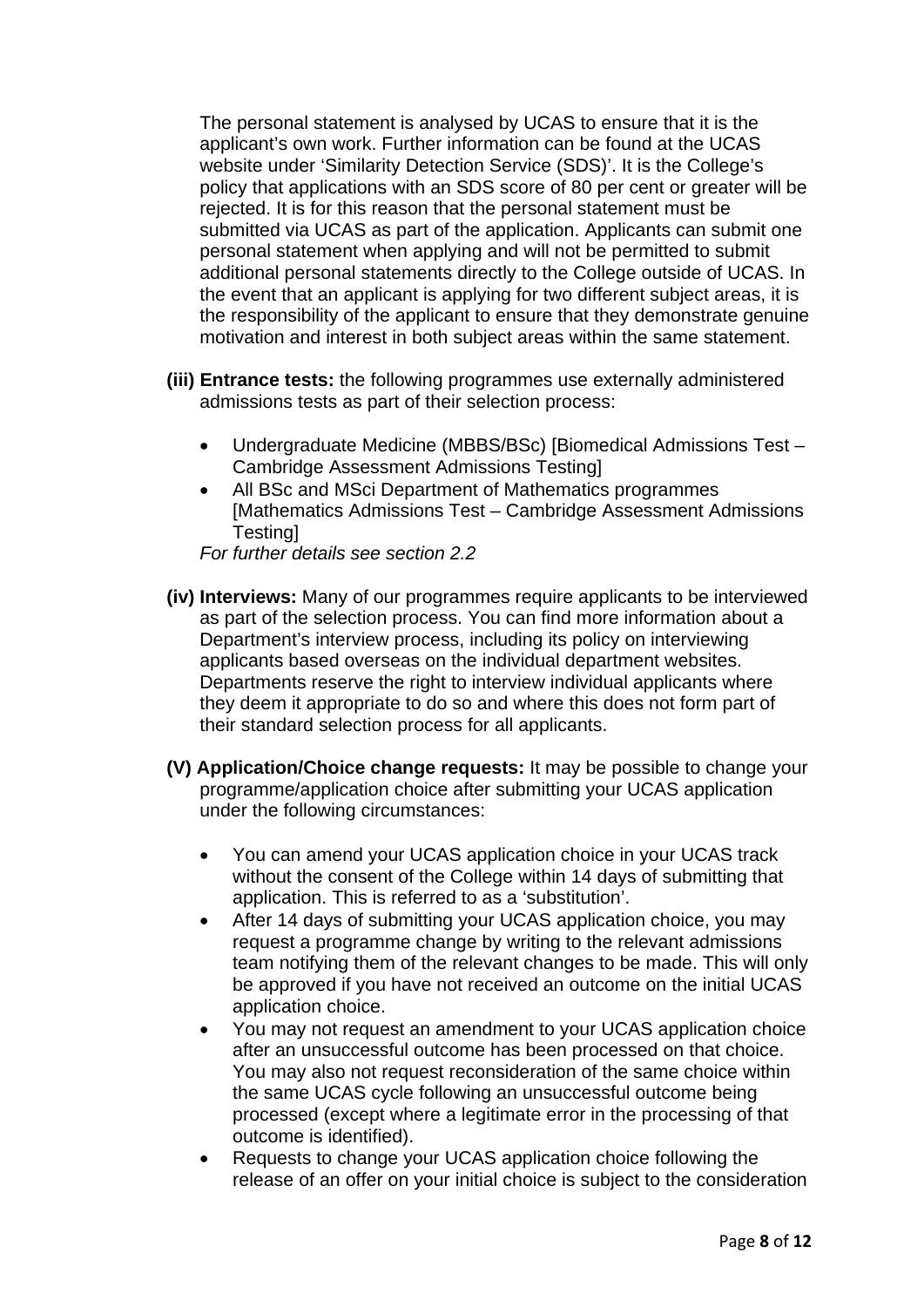The personal statement is analysed by UCAS to ensure that it is the applicant's own work. Further information can be found at the UCAS website under 'Similarity Detection Service (SDS)'. It is the College's policy that applications with an SDS score of 80 per cent or greater will be rejected. It is for this reason that the personal statement must be submitted via UCAS as part of the application. Applicants can submit one personal statement when applying and will not be permitted to submit additional personal statements directly to the College outside of UCAS. In the event that an applicant is applying for two different subject areas, it is the responsibility of the applicant to ensure that they demonstrate genuine motivation and interest in both subject areas within the same statement.

**(iii) Entrance tests:** the following programmes use externally administered admissions tests as part of their selection process:

- Undergraduate Medicine (MBBS/BSc) [Biomedical Admissions Test – Cambridge Assessment Admissions Testing]
- All BSc and MSci Department of Mathematics programmes [Mathematics Admissions Test – Cambridge Assessment Admissions Testing]

*For further details see section 2.2*

**(iv) Interviews:** Many of our programmes require applicants to be interviewed as part of the selection process. You can find more information about a Department's interview process, including its policy on interviewing applicants based overseas on the individual department websites. Departments reserve the right to interview individual applicants where they deem it appropriate to do so and where this does not form part of their standard selection process for all applicants.

**(V) Application/Choice change requests:** It may be possible to change your programme/application choice after submitting your UCAS application under the following circumstances:

- You can amend your UCAS application choice in your UCAS track without the consent of the College within 14 days of submitting that application. This is referred to as a 'substitution'.
- After 14 days of submitting your UCAS application choice, you may request a programme change by writing to the relevant admissions team notifying them of the relevant changes to be made. This will only be approved if you have not received an outcome on the initial UCAS application choice.
- You may not request an amendment to your UCAS application choice after an unsuccessful outcome has been processed on that choice. You may also not request reconsideration of the same choice within the same UCAS cycle following an unsuccessful outcome being processed (except where a legitimate error in the processing of that outcome is identified).
- Requests to change your UCAS application choice following the release of an offer on your initial choice is subject to the consideration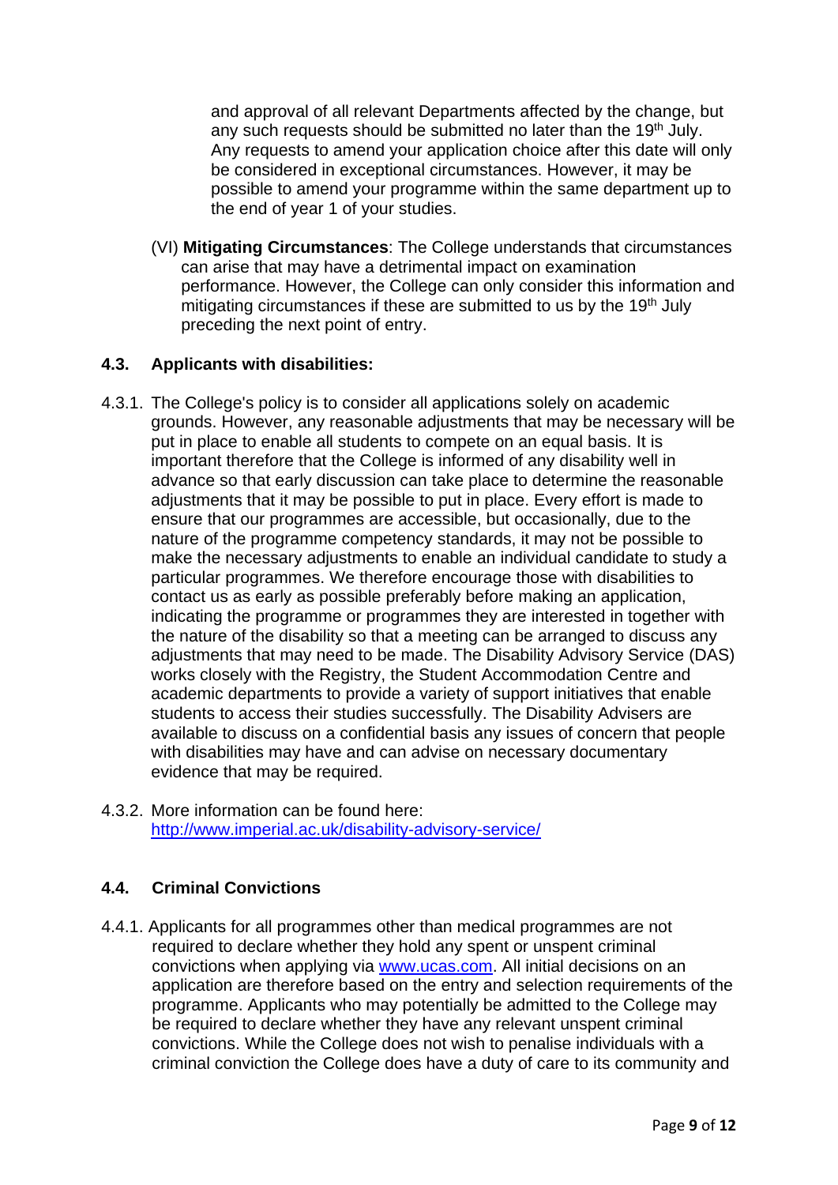and approval of all relevant Departments affected by the change, but any such requests should be submitted no later than the 19th July. Any requests to amend your application choice after this date will only be considered in exceptional circumstances. However, it may be possible to amend your programme within the same department up to the end of year 1 of your studies.

(VI) **Mitigating Circumstances**: The College understands that circumstances can arise that may have a detrimental impact on examination performance. However, the College can only consider this information and mitigating circumstances if these are submitted to us by the 19th July preceding the next point of entry.

### 4.3. Applicants with disabilities:

4.3.1. The College's policy is to consider all applications solely on academic grounds. However, any reasonable adjustments that may be necessary will be put in place to enable all students to compete on an equal basis. It is important therefore that the College is informed of any disability well in advance so that early discussion can take place to determine the reasonable adjustments that it may be possible to put in place. Every effort is made to ensure that our programmes are accessible, but occasionally, due to the nature of the programme competency standards, it may not be possible to make the necessary adjustments to enable an individual candidate to study a particular programmes. We therefore encourage those with disabilities to contact us as early as possible preferably before making an application, indicating the programme or programmes they are interested in together with the nature of the disability so that a meeting can be arranged to discuss any adjustments that may need to be made. The Disability Advisory Service (DAS) works closely with the Registry, the Student Accommodation Centre and academic departments to provide a variety of support initiatives that enable students to access their studies successfully. The Disability Advisers are available to discuss on a confidential basis any issues of concern that people with disabilities may have and can advise on necessary documentary evidence that may be required.

4.3.2. More information can be found here: [http://www.imperial.ac.uk/disability-advisory-service/](http://www.imperial.ac.uk/disability-advisory-service/)

### 4.4. Criminal Convictions

4.4.1. Applicants for all programmes other than medical programmes are not required to declare whether they hold any spent or unspent criminal convictions when applying via [www.ucas.com](http://www.ucas.com). All initial decisions on an application are therefore based on the entry and selection requirements of the programme. Applicants who may potentially be admitted to the College may be required to declare whether they have any relevant unspent criminal convictions. While the College does not wish to penalise individuals with a criminal conviction the College does have a duty of care to its community and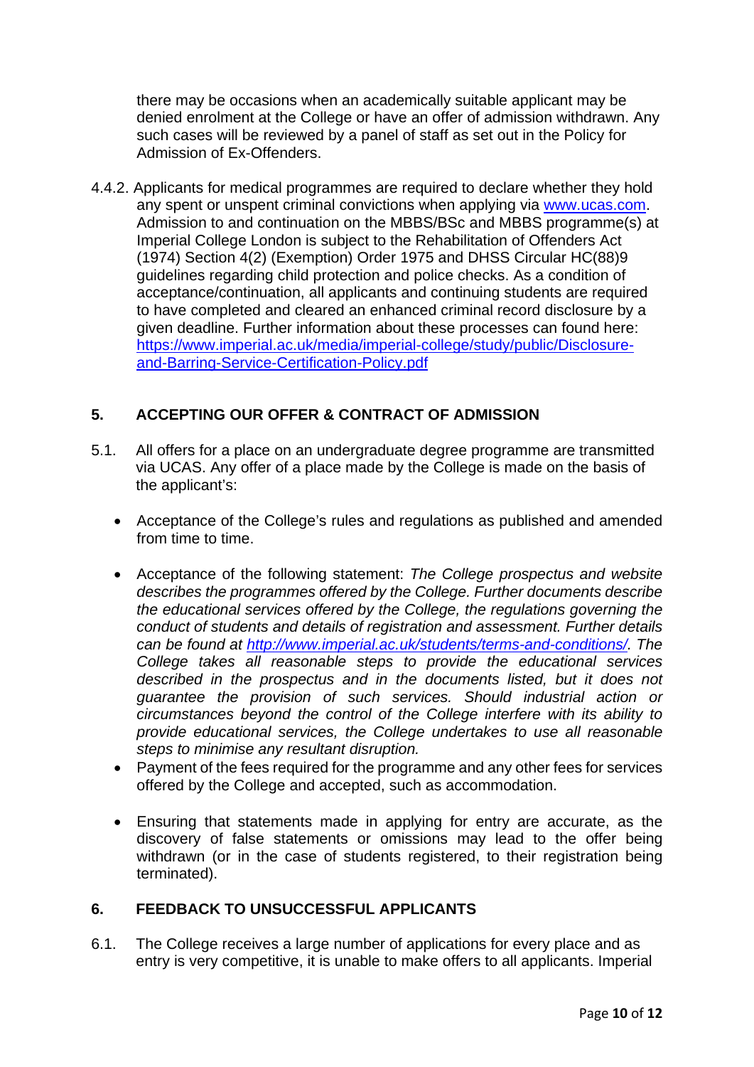there may be occasions when an academically suitable applicant may be denied enrolment at the College or have an offer of admission withdrawn. Any such cases will be reviewed by a panel of staff as set out in the Policy for Admission of Ex-Offenders.

4.4.2. Applicants for medical programmes are required to declare whether they hold any spent or unspent criminal convictions when applying via [www.ucas.com](www.ucas.com). Admission to and continuation on the MBBS/BSc and MBBS programme(s) at Imperial College London is subject to the Rehabilitation of Offenders Act (1974) Section 4(2) (Exemption) Order 1975 and DHSS Circular HC(88)9 guidelines regarding child protection and police checks. As a condition of acceptance/continuation, all applicants and continuing students are required to have completed and cleared an enhanced criminal record disclosure by a given deadline. Further information about these processes can found here: [https://www.imperial.ac.uk/media/imperial-college/study/public/Disclosure-and-Barring-Service-Certification-Policy.pdf](https://www.imperial.ac.uk/media/imperial-college/study/public/Disclosure-and-Barring-Service-Certification-Policy.pdf)

## 5. ACCEPTING OUR OFFER & CONTRACT OF ADMISSION

5.1. All offers for a place on an undergraduate degree programme are transmitted via UCAS. Any offer of a place made by the College is made on the basis of the applicant's:

- Acceptance of the College's rules and regulations as published and amended from time to time.
- Acceptance of the following statement: *The College prospectus and website describes the programmes offered by the College. Further documents describe the educational services offered by the College, the regulations governing the conduct of students and details of registration and assessment. Further details can be found at [http://www.imperial.ac.uk/students/terms-and-conditions/](http://www.imperial.ac.uk/students/terms-and-conditions/). The College takes all reasonable steps to provide the educational services described in the prospectus and in the documents listed, but it does not guarantee the provision of such services. Should industrial action or circumstances beyond the control of the College interfere with its ability to provide educational services, the College undertakes to use all reasonable steps to minimise any resultant disruption.*
- Payment of the fees required for the programme and any other fees for services offered by the College and accepted, such as accommodation.
- Ensuring that statements made in applying for entry are accurate, as the discovery of false statements or omissions may lead to the offer being withdrawn (or in the case of students registered, to their registration being terminated).

## 6. FEEDBACK TO UNSUCCESSFUL APPLICANTS

6.1. The College receives a large number of applications for every place and as entry is very competitive, it is unable to make offers to all applicants. Imperial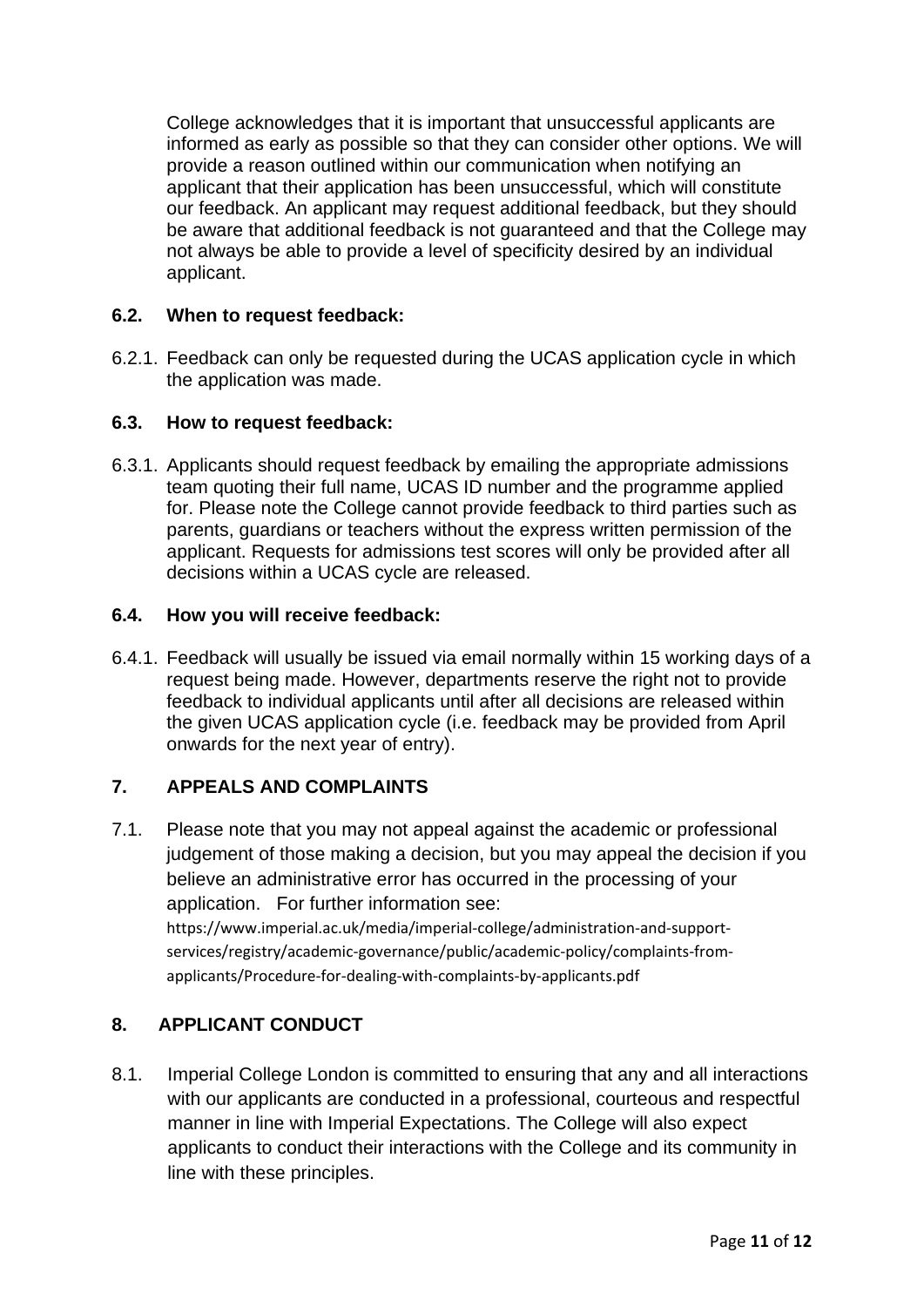College acknowledges that it is important that unsuccessful applicants are informed as early as possible so that they can consider other options. We will provide a reason outlined within our communication when notifying an applicant that their application has been unsuccessful, which will constitute our feedback. An applicant may request additional feedback, but they should be aware that additional feedback is not guaranteed and that the College may not always be able to provide a level of specificity desired by an individual applicant.

### 6.2. When to request feedback:

6.2.1. Feedback can only be requested during the UCAS application cycle in which the application was made.

### 6.3. How to request feedback:

6.3.1. Applicants should request feedback by emailing the appropriate admissions team quoting their full name, UCAS ID number and the programme applied for. Please note the College cannot provide feedback to third parties such as parents, guardians or teachers without the express written permission of the applicant. Requests for admissions test scores will only be provided after all decisions within a UCAS cycle are released.

### 6.4. How you will receive feedback:

6.4.1. Feedback will usually be issued via email normally within 15 working days of a request being made. However, departments reserve the right not to provide feedback to individual applicants until after all decisions are released within the given UCAS application cycle (i.e. feedback may be provided from April onwards for the next year of entry).

## 7. APPEALS AND COMPLAINTS

7.1. Please note that you may not appeal against the academic or professional judgement of those making a decision, but you may appeal the decision if you believe an administrative error has occurred in the processing of your application. For further information see: https://www.imperial.ac.uk/media/imperial-college/administration-and-support-services/registry/academic-governance/public/academic-policy/complaints-from-applicants/Procedure-for-dealing-with-complaints-by-applicants.pdf

## 8. APPLICANT CONDUCT

8.1. Imperial College London is committed to ensuring that any and all interactions with our applicants are conducted in a professional, courteous and respectful manner in line with Imperial Expectations. The College will also expect applicants to conduct their interactions with the College and its community in line with these principles.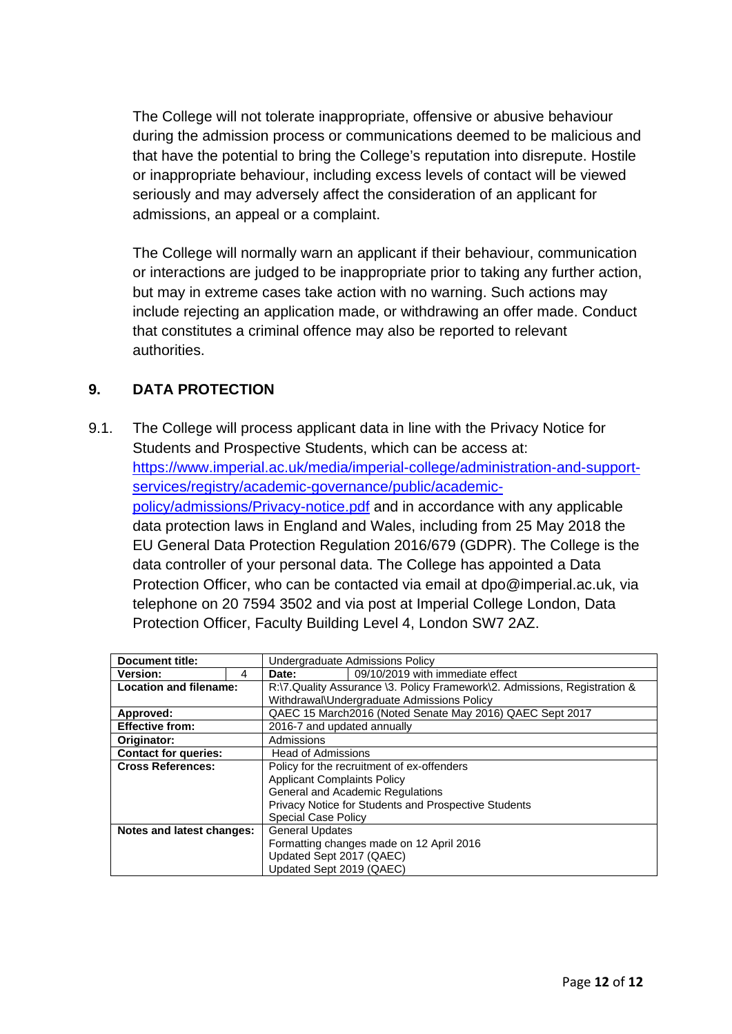The College will not tolerate inappropriate, offensive or abusive behaviour during the admission process or communications deemed to be malicious and that have the potential to bring the College's reputation into disrepute. Hostile or inappropriate behaviour, including excess levels of contact will be viewed seriously and may adversely affect the consideration of an applicant for admissions, an appeal or a complaint.

The College will normally warn an applicant if their behaviour, communication or interactions are judged to be inappropriate prior to taking any further action, but may in extreme cases take action with no warning. Such actions may include rejecting an application made, or withdrawing an offer made. Conduct that constitutes a criminal offence may also be reported to relevant authorities.

## 9. DATA PROTECTION

9.1. The College will process applicant data in line with the Privacy Notice for Students and Prospective Students, which can be access at: [https://www.imperial.ac.uk/media/imperial-college/administration-and-support-services/registry/academic-governance/public/academic-policy/admissions/Privacy-notice.pdf](https://www.imperial.ac.uk/media/imperial-college/administration-and-support-services/registry/academic-governance/public/academic-policy/admissions/Privacy-notice.pdf) and in accordance with any applicable data protection laws in England and Wales, including from 25 May 2018 the EU General Data Protection Regulation 2016/679 (GDPR). The College is the data controller of your personal data. The College has appointed a Data Protection Officer, who can be contacted via email at dpo@imperial.ac.uk, via telephone on 20 7594 3502 and via post at Imperial College London, Data Protection Officer, Faculty Building Level 4, London SW7 2AZ.

| | | | |
|---|---|---|---|
| **Document title:** | | Undergraduate Admissions Policy | |
| **Version:** | 4 | **Date:** | 09/10/2019 with immediate effect |
| **Location and filename:** | | R:\7.Quality Assurance \3. Policy Framework\2. Admissions, Registration & Withdrawal\Undergraduate Admissions Policy | |
| **Approved:** | | QAEC 15 March2016 (Noted Senate May 2016) QAEC Sept 2017 | |
| **Effective from:** | | 2016-7 and updated annually | |
| **Originator:** | | Admissions | |
| **Contact for queries:** | | Head of Admissions | |
| **Cross References:** | | Policy for the recruitment of ex-offenders<br>Applicant Complaints Policy<br>General and Academic Regulations<br>Privacy Notice for Students and Prospective Students<br>Special Case Policy | |
| **Notes and latest changes:** | | General Updates<br>Formatting changes made on 12 April 2016<br>Updated Sept 2017 (QAEC)<br>Updated Sept 2019 (QAEC) | |